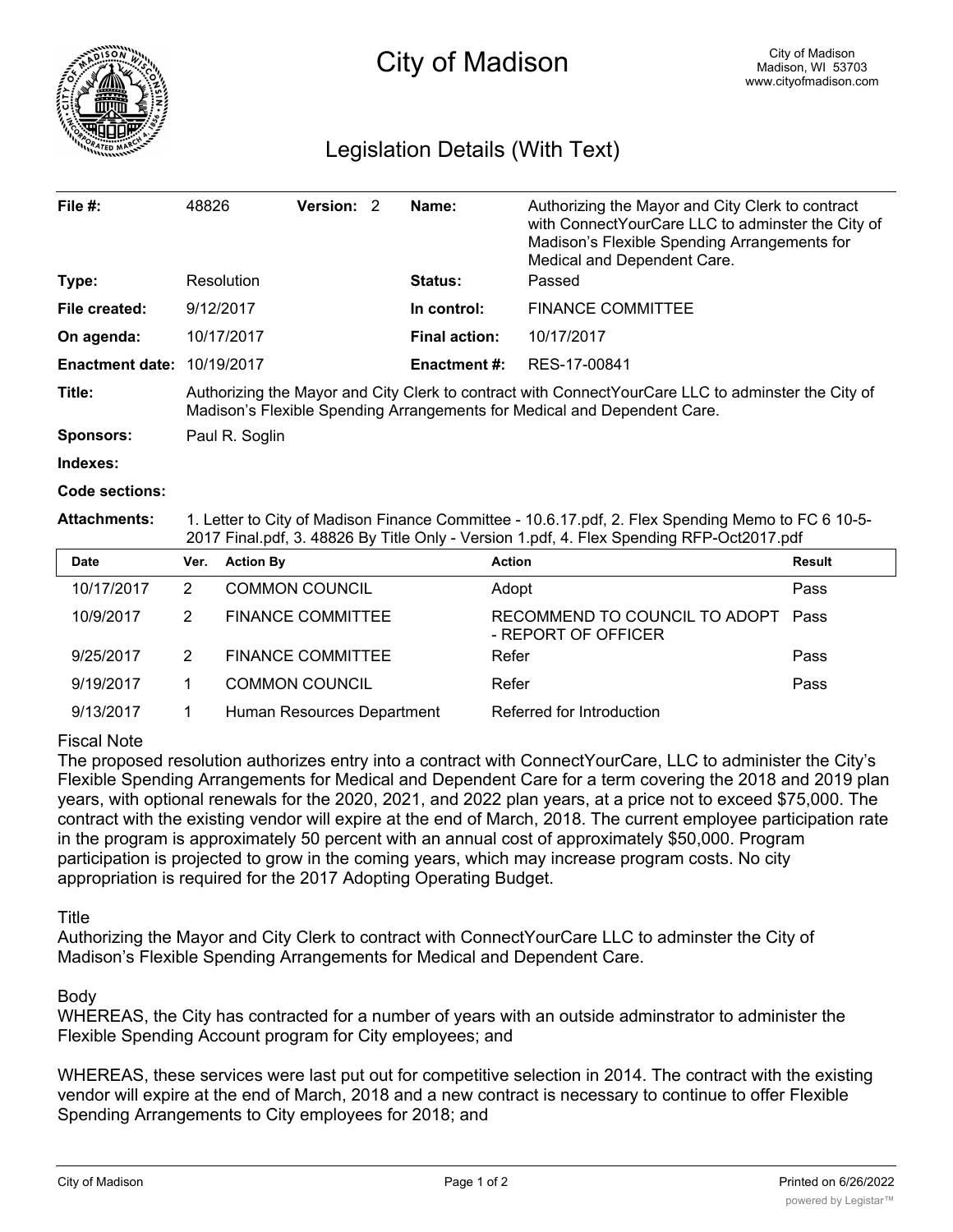# City of Madison

City of Madison
Madison, WI 53703
www.cityofmadison.com

## Legislation Details (With Text)

| | | | |
|---|---|---|---|
| **File #:** | 48826 **Version:** 2 | **Name:** | Authorizing the Mayor and City Clerk to contract with ConnectYourCare LLC to adminster the City of Madison's Flexible Spending Arrangements for Medical and Dependent Care. |
| **Type:** | Resolution | **Status:** | Passed |
| **File created:** | 9/12/2017 | **In control:** | FINANCE COMMITTEE |
| **On agenda:** | 10/17/2017 | **Final action:** | 10/17/2017 |
| **Enactment date:** | 10/19/2017 | **Enactment #:** | RES-17-00841 |

**Title:** Authorizing the Mayor and City Clerk to contract with ConnectYourCare LLC to adminster the City of Madison's Flexible Spending Arrangements for Medical and Dependent Care.

**Sponsors:** Paul R. Soglin

**Indexes:**

**Code sections:**

**Attachments:** 1. Letter to City of Madison Finance Committee - 10.6.17.pdf, 2. Flex Spending Memo to FC 6 10-5-2017 Final.pdf, 3. 48826 By Title Only - Version 1.pdf, 4. Flex Spending RFP-Oct2017.pdf

| Date | Ver. | Action By | Action | Result |
|---|---|---|---|---|
| 10/17/2017 | 2 | COMMON COUNCIL | Adopt | Pass |
| 10/9/2017 | 2 | FINANCE COMMITTEE | RECOMMEND TO COUNCIL TO ADOPT - REPORT OF OFFICER | Pass |
| 9/25/2017 | 2 | FINANCE COMMITTEE | Refer | Pass |
| 9/19/2017 | 1 | COMMON COUNCIL | Refer | Pass |
| 9/13/2017 | 1 | Human Resources Department | Referred for Introduction | |

Fiscal Note

The proposed resolution authorizes entry into a contract with ConnectYourCare, LLC to administer the City's Flexible Spending Arrangements for Medical and Dependent Care for a term covering the 2018 and 2019 plan years, with optional renewals for the 2020, 2021, and 2022 plan years, at a price not to exceed $75,000. The contract with the existing vendor will expire at the end of March, 2018. The current employee participation rate in the program is approximately 50 percent with an annual cost of approximately $50,000. Program participation is projected to grow in the coming years, which may increase program costs. No city appropriation is required for the 2017 Adopting Operating Budget.

Title

Authorizing the Mayor and City Clerk to contract with ConnectYourCare LLC to adminster the City of Madison's Flexible Spending Arrangements for Medical and Dependent Care.

Body

WHEREAS, the City has contracted for a number of years with an outside adminstrator to administer the Flexible Spending Account program for City employees; and

WHEREAS, these services were last put out for competitive selection in 2014. The contract with the existing vendor will expire at the end of March, 2018 and a new contract is necessary to continue to offer Flexible Spending Arrangements to City employees for 2018; and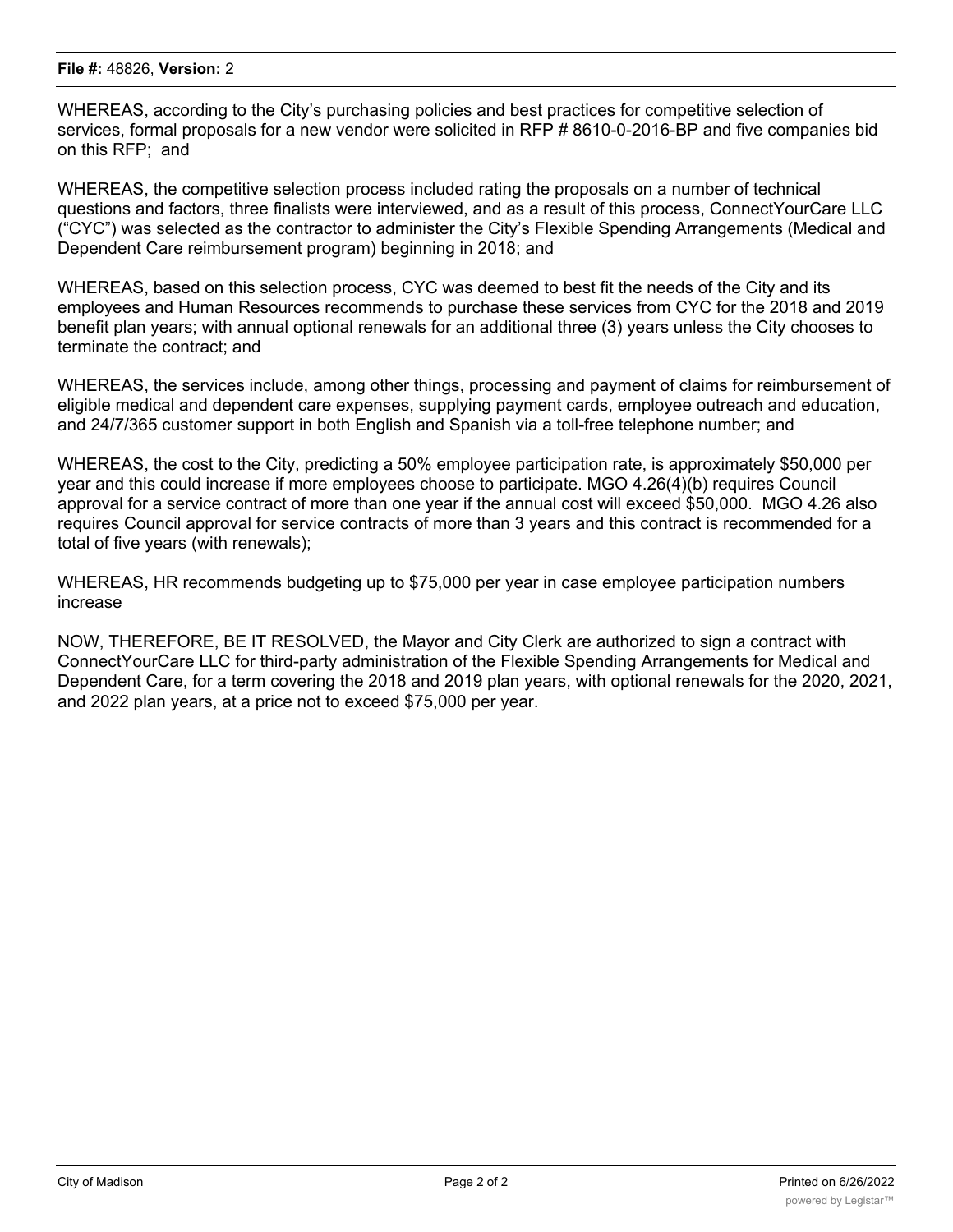WHEREAS, according to the City's purchasing policies and best practices for competitive selection of services, formal proposals for a new vendor were solicited in RFP # 8610-0-2016-BP and five companies bid on this RFP; and

WHEREAS, the competitive selection process included rating the proposals on a number of technical questions and factors, three finalists were interviewed, and as a result of this process, ConnectYourCare LLC ("CYC") was selected as the contractor to administer the City's Flexible Spending Arrangements (Medical and Dependent Care reimbursement program) beginning in 2018; and

WHEREAS, based on this selection process, CYC was deemed to best fit the needs of the City and its employees and Human Resources recommends to purchase these services from CYC for the 2018 and 2019 benefit plan years; with annual optional renewals for an additional three (3) years unless the City chooses to terminate the contract; and

WHEREAS, the services include, among other things, processing and payment of claims for reimbursement of eligible medical and dependent care expenses, supplying payment cards, employee outreach and education, and 24/7/365 customer support in both English and Spanish via a toll-free telephone number; and

WHEREAS, the cost to the City, predicting a 50% employee participation rate, is approximately $50,000 per year and this could increase if more employees choose to participate. MGO 4.26(4)(b) requires Council approval for a service contract of more than one year if the annual cost will exceed $50,000. MGO 4.26 also requires Council approval for service contracts of more than 3 years and this contract is recommended for a total of five years (with renewals);

WHEREAS, HR recommends budgeting up to $75,000 per year in case employee participation numbers increase

NOW, THEREFORE, BE IT RESOLVED, the Mayor and City Clerk are authorized to sign a contract with ConnectYourCare LLC for third-party administration of the Flexible Spending Arrangements for Medical and Dependent Care, for a term covering the 2018 and 2019 plan years, with optional renewals for the 2020, 2021, and 2022 plan years, at a price not to exceed $75,000 per year.